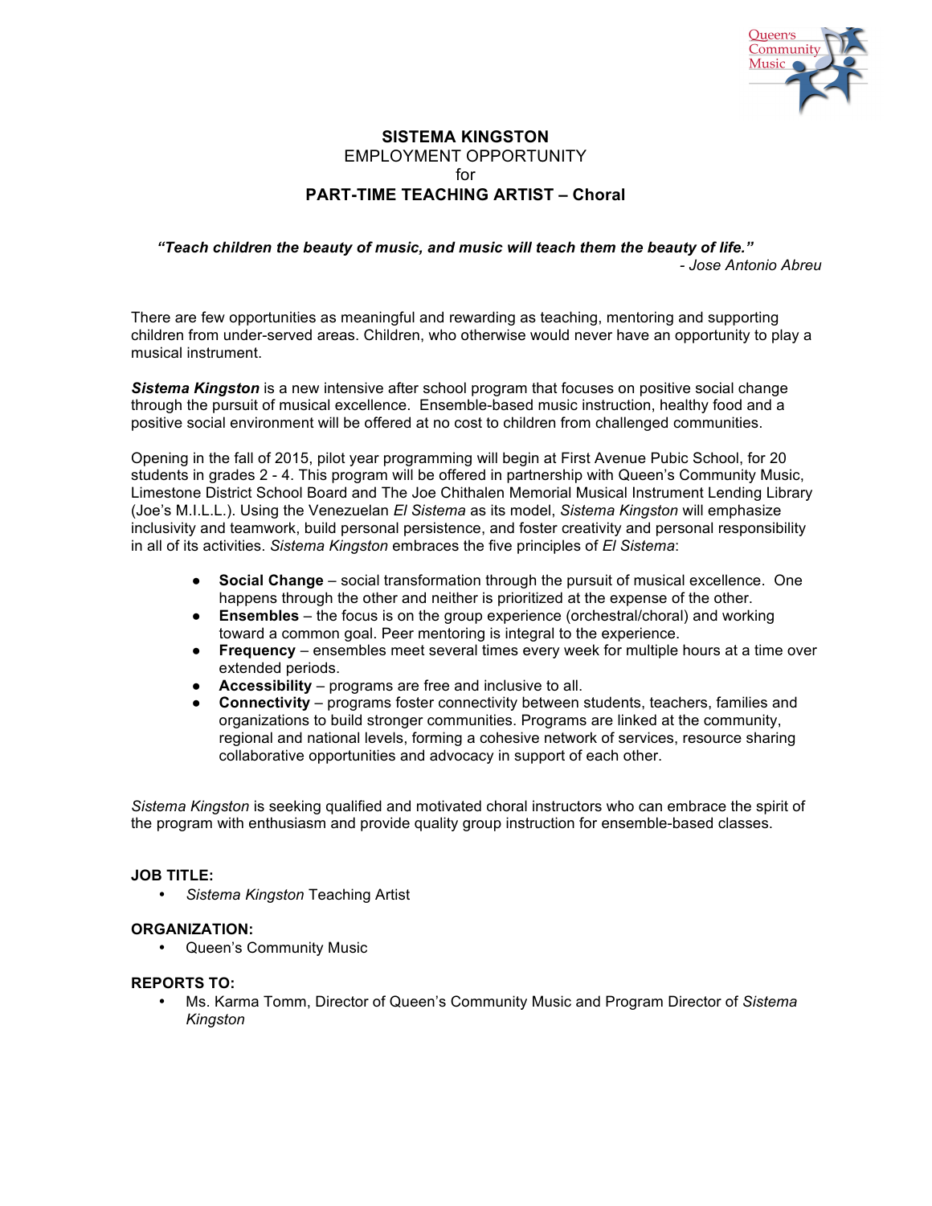**SISTEMA KINGSTON**
EMPLOYMENT OPPORTUNITY
for
**PART-TIME TEACHING ARTIST – Choral**

***"Teach children the beauty of music, and music will teach them the beauty of life."***
*- Jose Antonio Abreu*

There are few opportunities as meaningful and rewarding as teaching, mentoring and supporting children from under-served areas. Children, who otherwise would never have an opportunity to play a musical instrument.

***Sistema Kingston*** is a new intensive after school program that focuses on positive social change through the pursuit of musical excellence. Ensemble-based music instruction, healthy food and a positive social environment will be offered at no cost to children from challenged communities.

Opening in the fall of 2015, pilot year programming will begin at First Avenue Pubic School, for 20 students in grades 2 - 4. This program will be offered in partnership with Queen's Community Music, Limestone District School Board and The Joe Chithalen Memorial Musical Instrument Lending Library (Joe's M.I.L.L.). Using the Venezuelan *El Sistema* as its model, *Sistema Kingston* will emphasize inclusivity and teamwork, build personal persistence, and foster creativity and personal responsibility in all of its activities. *Sistema Kingston* embraces the five principles of *El Sistema*:

- **Social Change** – social transformation through the pursuit of musical excellence. One happens through the other and neither is prioritized at the expense of the other.
- **Ensembles** – the focus is on the group experience (orchestral/choral) and working toward a common goal. Peer mentoring is integral to the experience.
- **Frequency** – ensembles meet several times every week for multiple hours at a time over extended periods.
- **Accessibility** – programs are free and inclusive to all.
- **Connectivity** – programs foster connectivity between students, teachers, families and organizations to build stronger communities. Programs are linked at the community, regional and national levels, forming a cohesive network of services, resource sharing collaborative opportunities and advocacy in support of each other.

*Sistema Kingston* is seeking qualified and motivated choral instructors who can embrace the spirit of the program with enthusiasm and provide quality group instruction for ensemble-based classes.

**JOB TITLE:**

- *Sistema Kingston* Teaching Artist

**ORGANIZATION:**

- Queen's Community Music

**REPORTS TO:**

- Ms. Karma Tomm, Director of Queen's Community Music and Program Director of *Sistema Kingston*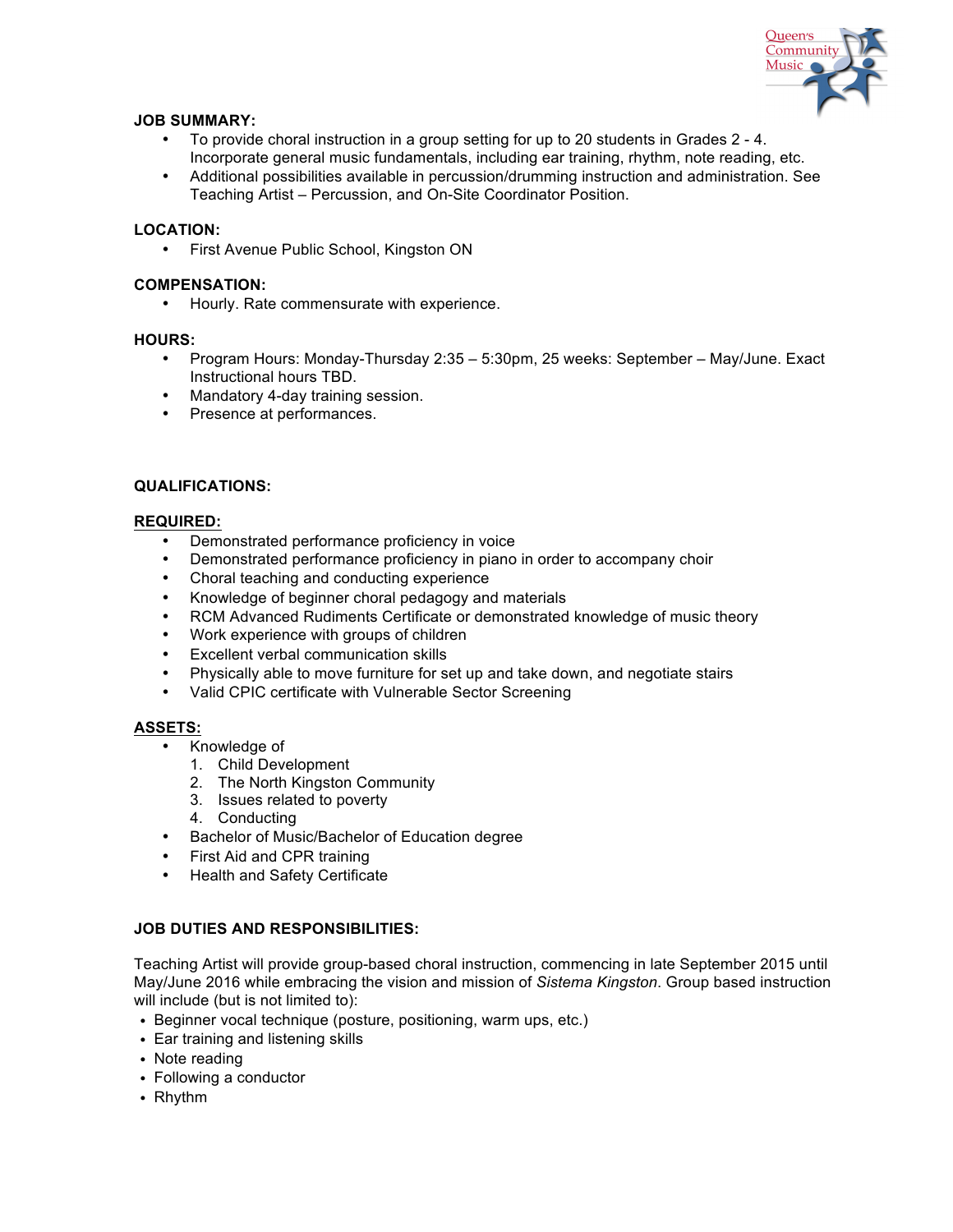**JOB SUMMARY:**

- To provide choral instruction in a group setting for up to 20 students in Grades 2 - 4. Incorporate general music fundamentals, including ear training, rhythm, note reading, etc.
- Additional possibilities available in percussion/drumming instruction and administration. See Teaching Artist – Percussion, and On-Site Coordinator Position.

**LOCATION:**

- First Avenue Public School, Kingston ON

**COMPENSATION:**

- Hourly. Rate commensurate with experience.

**HOURS:**

- Program Hours: Monday-Thursday 2:35 – 5:30pm, 25 weeks: September – May/June. Exact Instructional hours TBD.
- Mandatory 4-day training session.
- Presence at performances.

**QUALIFICATIONS:**

**REQUIRED:**

- Demonstrated performance proficiency in voice
- Demonstrated performance proficiency in piano in order to accompany choir
- Choral teaching and conducting experience
- Knowledge of beginner choral pedagogy and materials
- RCM Advanced Rudiments Certificate or demonstrated knowledge of music theory
- Work experience with groups of children
- Excellent verbal communication skills
- Physically able to move furniture for set up and take down, and negotiate stairs
- Valid CPIC certificate with Vulnerable Sector Screening

**ASSETS:**

- Knowledge of
  1. Child Development
  2. The North Kingston Community
  3. Issues related to poverty
  4. Conducting
- Bachelor of Music/Bachelor of Education degree
- First Aid and CPR training
- Health and Safety Certificate

**JOB DUTIES AND RESPONSIBILITIES:**

Teaching Artist will provide group-based choral instruction, commencing in late September 2015 until May/June 2016 while embracing the vision and mission of *Sistema Kingston*. Group based instruction will include (but is not limited to):

- Beginner vocal technique (posture, positioning, warm ups, etc.)
- Ear training and listening skills
- Note reading
- Following a conductor
- Rhythm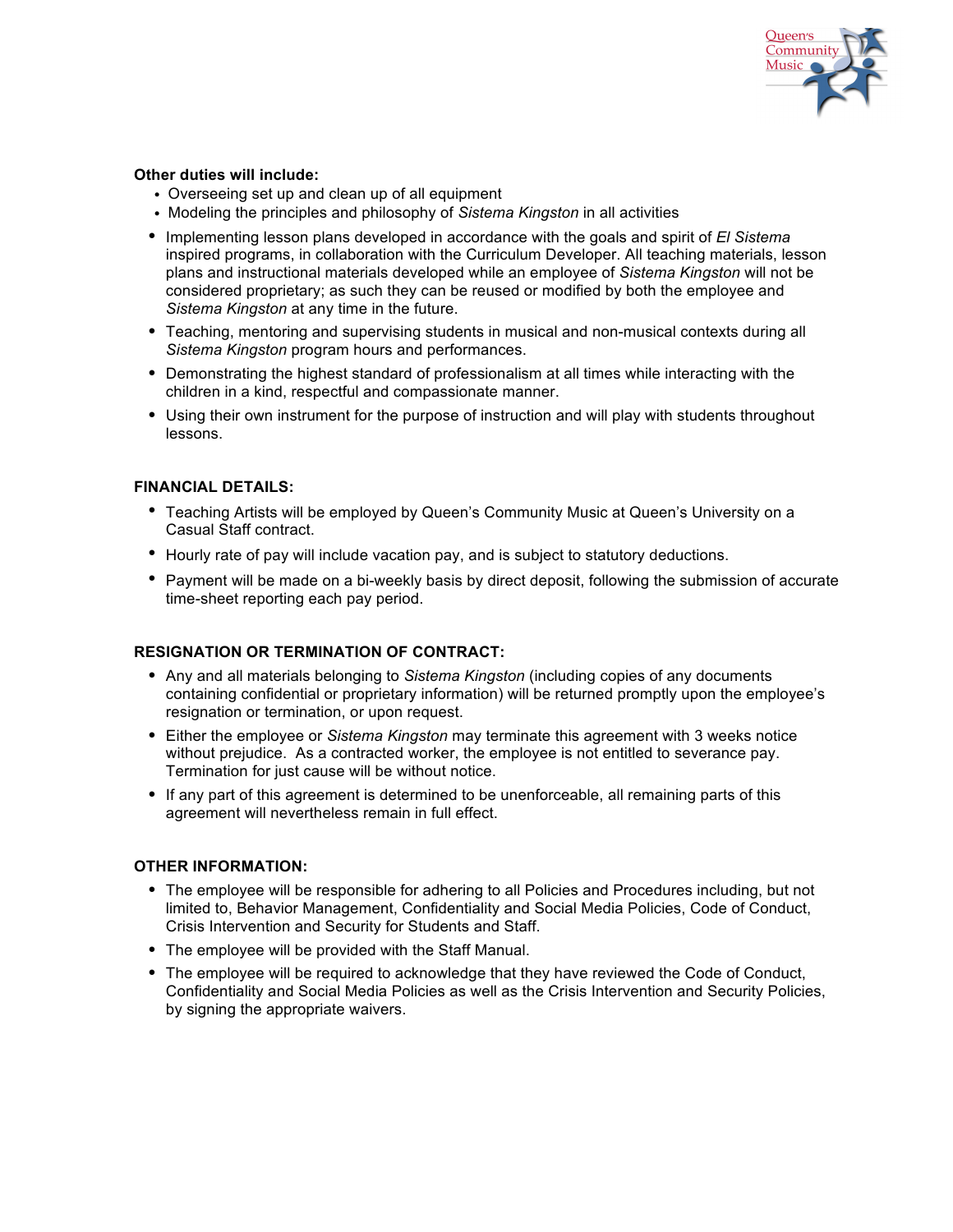**Other duties will include:**

- Overseeing set up and clean up of all equipment
- Modeling the principles and philosophy of *Sistema Kingston* in all activities
- Implementing lesson plans developed in accordance with the goals and spirit of *El Sistema* inspired programs, in collaboration with the Curriculum Developer. All teaching materials, lesson plans and instructional materials developed while an employee of *Sistema Kingston* will not be considered proprietary; as such they can be reused or modified by both the employee and *Sistema Kingston* at any time in the future.
- Teaching, mentoring and supervising students in musical and non-musical contexts during all *Sistema Kingston* program hours and performances.
- Demonstrating the highest standard of professionalism at all times while interacting with the children in a kind, respectful and compassionate manner.
- Using their own instrument for the purpose of instruction and will play with students throughout lessons.

**FINANCIAL DETAILS:**

- Teaching Artists will be employed by Queen's Community Music at Queen's University on a Casual Staff contract.
- Hourly rate of pay will include vacation pay, and is subject to statutory deductions.
- Payment will be made on a bi-weekly basis by direct deposit, following the submission of accurate time-sheet reporting each pay period.

**RESIGNATION OR TERMINATION OF CONTRACT:**

- Any and all materials belonging to *Sistema Kingston* (including copies of any documents containing confidential or proprietary information) will be returned promptly upon the employee's resignation or termination, or upon request.
- Either the employee or *Sistema Kingston* may terminate this agreement with 3 weeks notice without prejudice. As a contracted worker, the employee is not entitled to severance pay. Termination for just cause will be without notice.
- If any part of this agreement is determined to be unenforceable, all remaining parts of this agreement will nevertheless remain in full effect.

**OTHER INFORMATION:**

- The employee will be responsible for adhering to all Policies and Procedures including, but not limited to, Behavior Management, Confidentiality and Social Media Policies, Code of Conduct, Crisis Intervention and Security for Students and Staff.
- The employee will be provided with the Staff Manual.
- The employee will be required to acknowledge that they have reviewed the Code of Conduct, Confidentiality and Social Media Policies as well as the Crisis Intervention and Security Policies, by signing the appropriate waivers.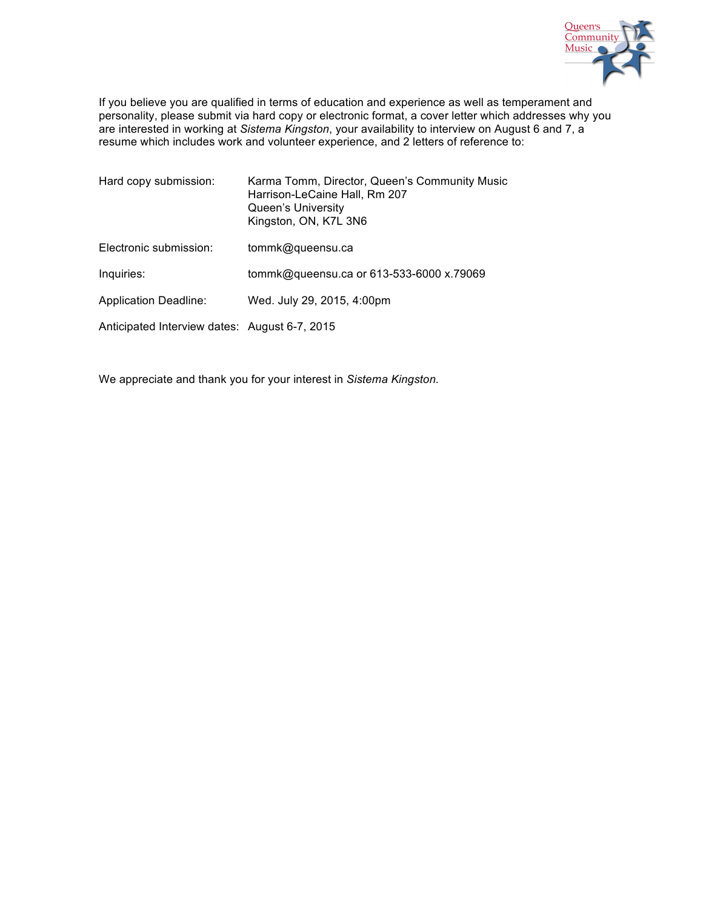If you believe you are qualified in terms of education and experience as well as temperament and personality, please submit via hard copy or electronic format, a cover letter which addresses why you are interested in working at *Sistema Kingston*, your availability to interview on August 6 and 7, a resume which includes work and volunteer experience, and 2 letters of reference to:

| | |
|---|---|
| Hard copy submission: | Karma Tomm, Director, Queen's Community Music<br>Harrison-LeCaine Hall, Rm 207<br>Queen's University<br>Kingston, ON, K7L 3N6 |
| Electronic submission: | tommk@queensu.ca |
| Inquiries: | tommk@queensu.ca or 613-533-6000 x.79069 |
| Application Deadline: | Wed. July 29, 2015, 4:00pm |
| Anticipated Interview dates: | August 6-7, 2015 |

We appreciate and thank you for your interest in *Sistema Kingston.*